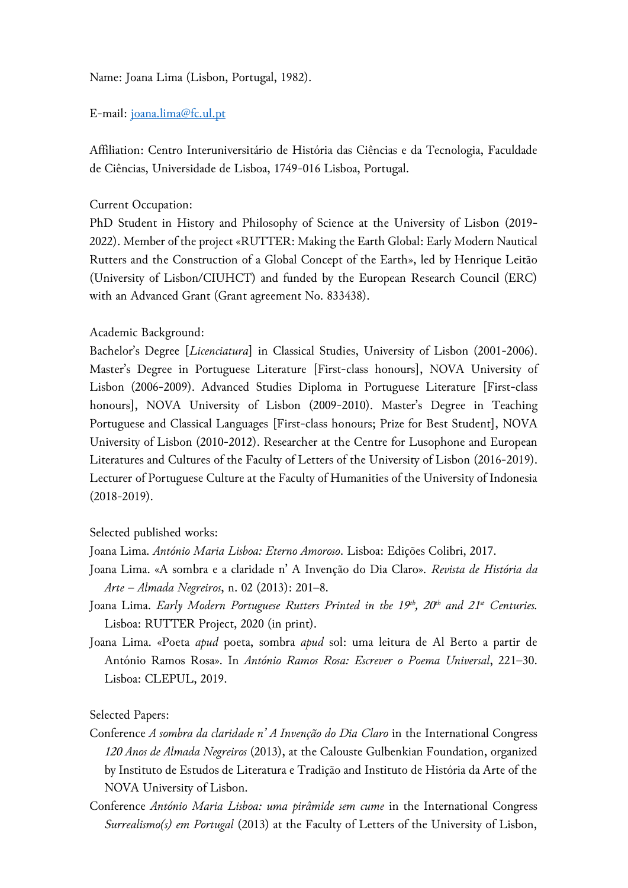Name: Joana Lima (Lisbon, Portugal, 1982).

E-mail: joana.lima@fc.ul.pt

Affiliation: Centro Interuniversitário de História das Ciências e da Tecnologia, Faculdade de Ciências, Universidade de Lisboa, 1749-016 Lisboa, Portugal.

Current Occupation:
PhD Student in History and Philosophy of Science at the University of Lisbon (2019-2022). Member of the project «RUTTER: Making the Earth Global: Early Modern Nautical Rutters and the Construction of a Global Concept of the Earth», led by Henrique Leitão (University of Lisbon/CIUHCT) and funded by the European Research Council (ERC) with an Advanced Grant (Grant agreement No. 833438).

Academic Background:
Bachelor's Degree [*Licenciatura*] in Classical Studies, University of Lisbon (2001-2006). Master's Degree in Portuguese Literature [First-class honours], NOVA University of Lisbon (2006-2009). Advanced Studies Diploma in Portuguese Literature [First-class honours], NOVA University of Lisbon (2009-2010). Master's Degree in Teaching Portuguese and Classical Languages [First-class honours; Prize for Best Student], NOVA University of Lisbon (2010-2012). Researcher at the Centre for Lusophone and European Literatures and Cultures of the Faculty of Letters of the University of Lisbon (2016-2019). Lecturer of Portuguese Culture at the Faculty of Humanities of the University of Indonesia (2018-2019).

Selected published works:

Joana Lima. *António Maria Lisboa: Eterno Amoroso*. Lisboa: Edições Colibri, 2017.

Joana Lima. «A sombra e a claridade n' A Invenção do Dia Claro». *Revista de História da Arte – Almada Negreiros*, n. 02 (2013): 201–8.

Joana Lima. *Early Modern Portuguese Rutters Printed in the 19th, 20th and 21st Centuries.* Lisboa: RUTTER Project, 2020 (in print).

Joana Lima. «Poeta *apud* poeta, sombra *apud* sol: uma leitura de Al Berto a partir de António Ramos Rosa». In *António Ramos Rosa: Escrever o Poema Universal*, 221–30. Lisboa: CLEPUL, 2019.

Selected Papers:

Conference *A sombra da claridade n' A Invenção do Dia Claro* in the International Congress *120 Anos de Almada Negreiros* (2013), at the Calouste Gulbenkian Foundation, organized by Instituto de Estudos de Literatura e Tradição and Instituto de História da Arte of the NOVA University of Lisbon.

Conference *António Maria Lisboa: uma pirâmide sem cume* in the International Congress *Surrealismo(s) em Portugal* (2013) at the Faculty of Letters of the University of Lisbon,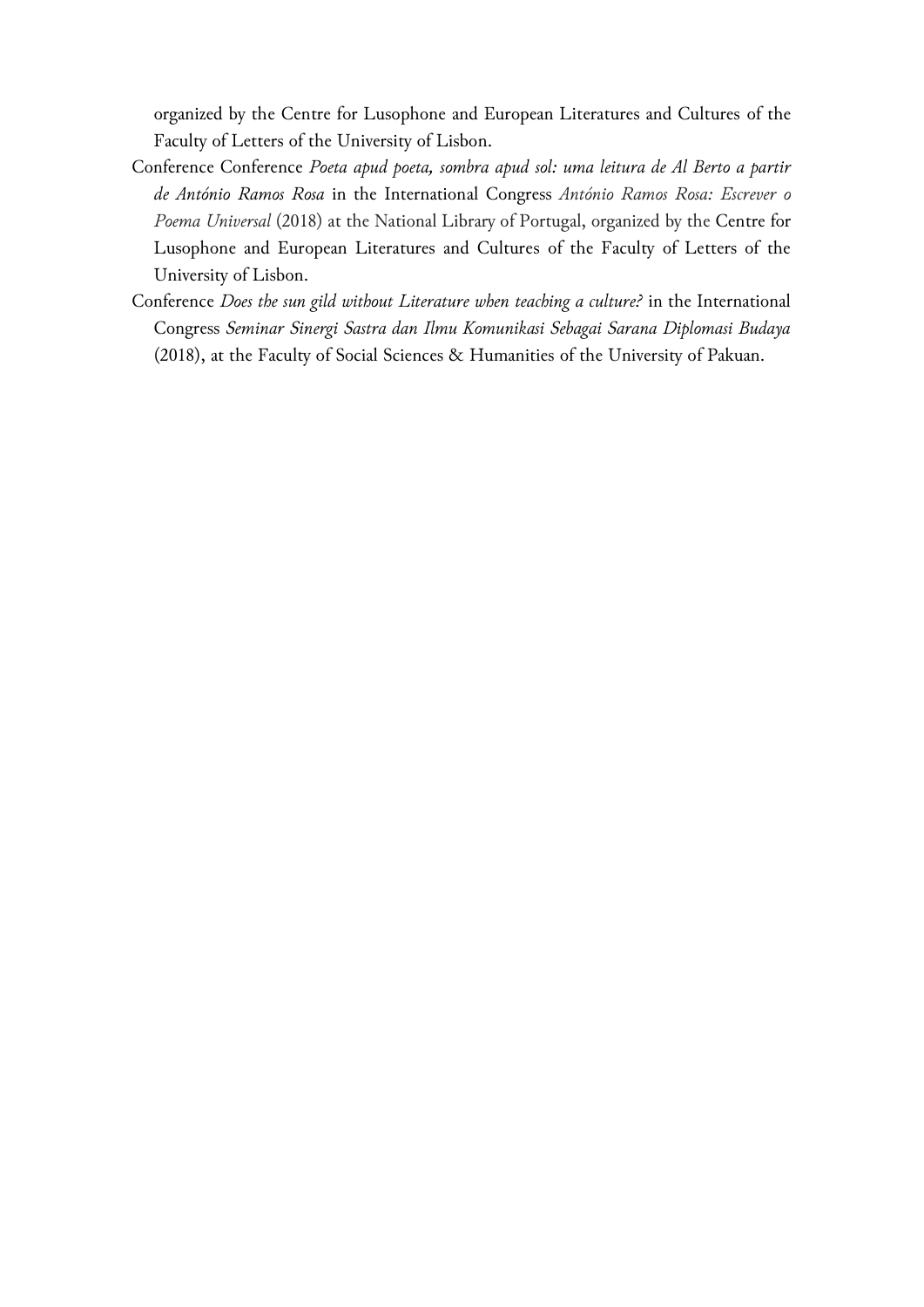organized by the Centre for Lusophone and European Literatures and Cultures of the Faculty of Letters of the University of Lisbon.

Conference Conference *Poeta apud poeta, sombra apud sol: uma leitura de Al Berto a partir de António Ramos Rosa* in the International Congress *António Ramos Rosa: Escrever o Poema Universal* (2018) at the National Library of Portugal, organized by the Centre for Lusophone and European Literatures and Cultures of the Faculty of Letters of the University of Lisbon.

Conference *Does the sun gild without Literature when teaching a culture?* in the International Congress *Seminar Sinergi Sastra dan Ilmu Komunikasi Sebagai Sarana Diplomasi Budaya* (2018), at the Faculty of Social Sciences & Humanities of the University of Pakuan.